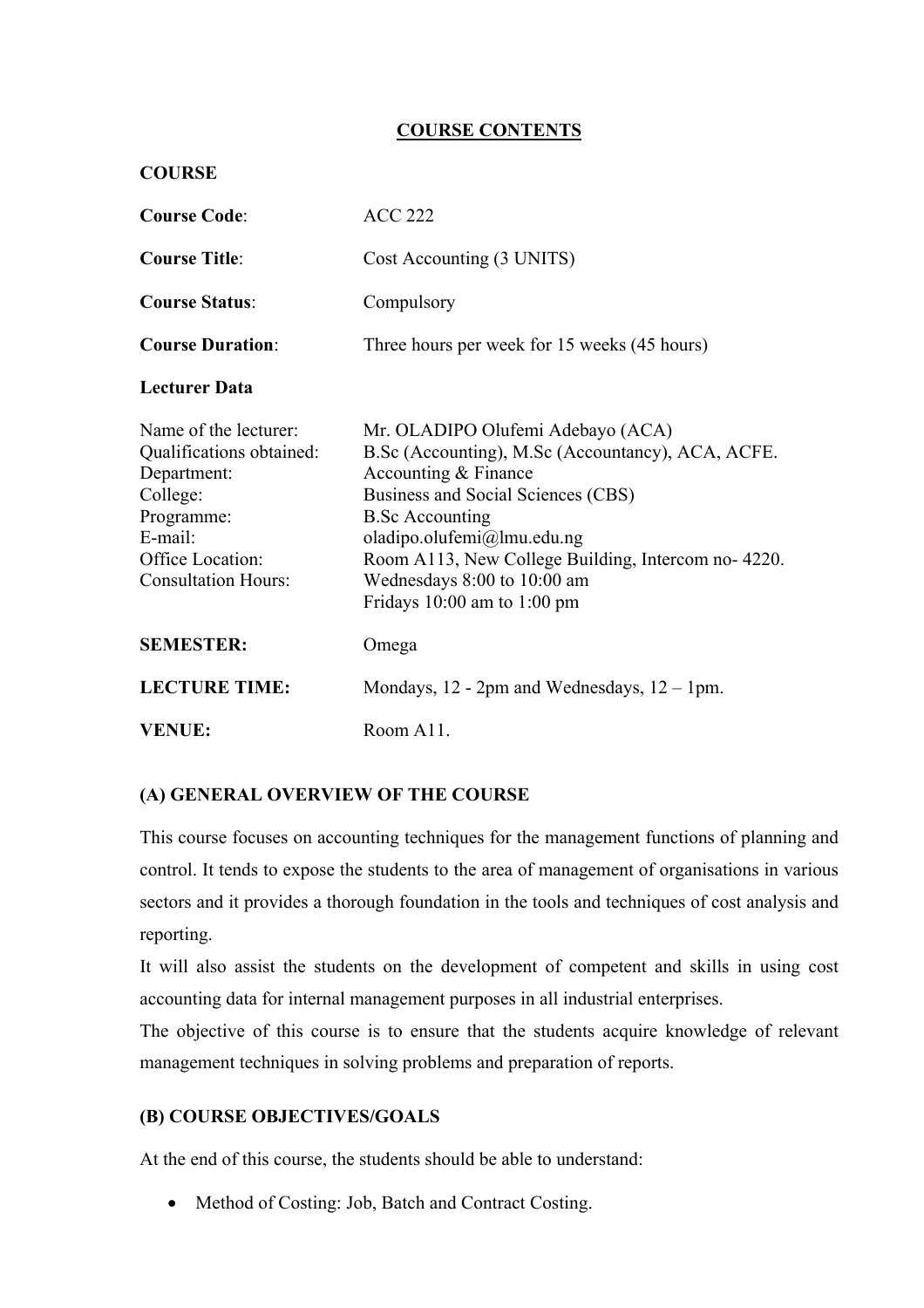# COURSE CONTENTS

**COURSE**

| | |
|---|---|
| **Course Code**: | ACC 222 |
| **Course Title**: | Cost Accounting (3 UNITS) |
| **Course Status**: | Compulsory |
| **Course Duration**: | Three hours per week for 15 weeks (45 hours) |

**Lecturer Data**

| | |
|---|---|
| Name of the lecturer: | Mr. OLADIPO Olufemi Adebayo (ACA) |
| Qualifications obtained: | B.Sc (Accounting), M.Sc (Accountancy), ACA, ACFE. |
| Department: | Accounting & Finance |
| College: | Business and Social Sciences (CBS) |
| Programme: | B.Sc Accounting |
| E-mail: | oladipo.olufemi@lmu.edu.ng |
| Office Location: | Room A113, New College Building, Intercom no- 4220. |
| Consultation Hours: | Wednesdays 8:00 to 10:00 am<br>Fridays 10:00 am to 1:00 pm |

| | |
|---|---|
| **SEMESTER:** | Omega |
| **LECTURE TIME:** | Mondays, 12 - 2pm and Wednesdays, 12 – 1pm. |
| **VENUE:** | Room A11. |

## (A) GENERAL OVERVIEW OF THE COURSE

This course focuses on accounting techniques for the management functions of planning and control. It tends to expose the students to the area of management of organisations in various sectors and it provides a thorough foundation in the tools and techniques of cost analysis and reporting.

It will also assist the students on the development of competent and skills in using cost accounting data for internal management purposes in all industrial enterprises.

The objective of this course is to ensure that the students acquire knowledge of relevant management techniques in solving problems and preparation of reports.

## (B) COURSE OBJECTIVES/GOALS

At the end of this course, the students should be able to understand:

- Method of Costing: Job, Batch and Contract Costing.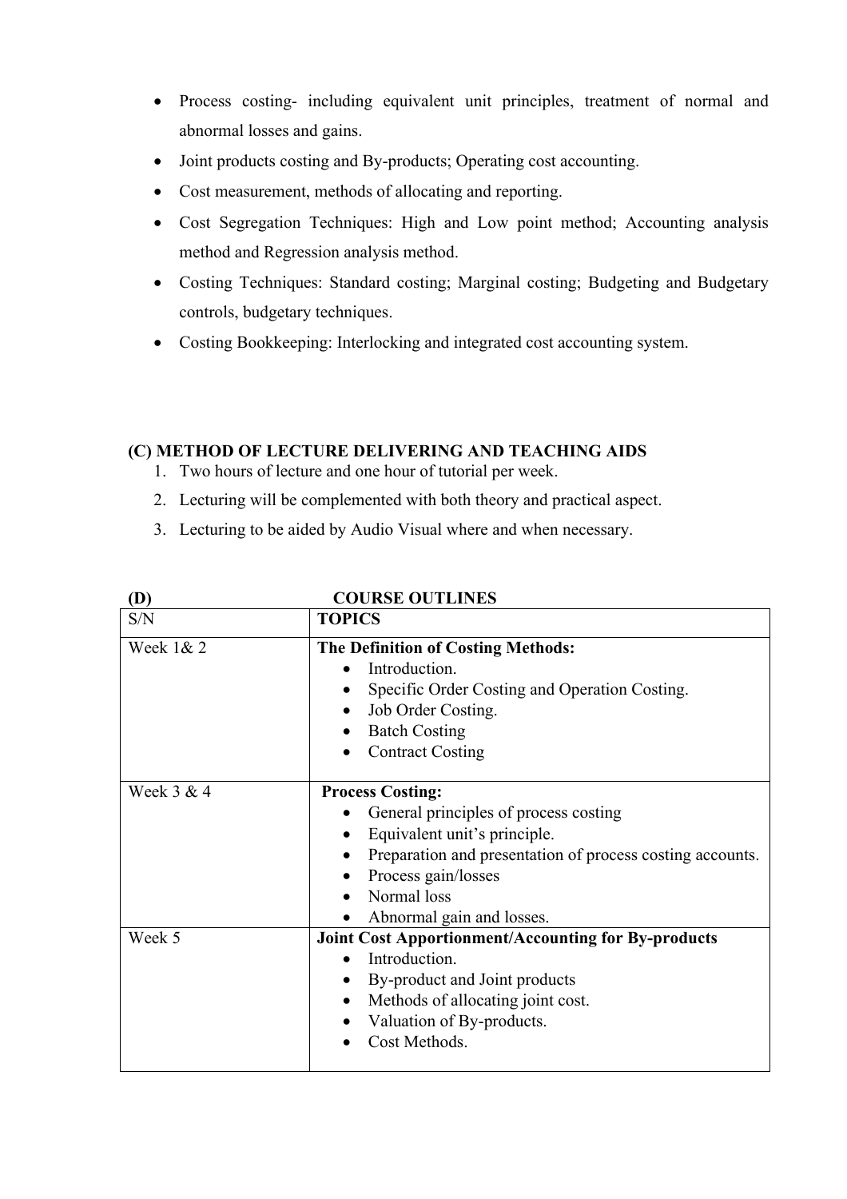- Process costing- including equivalent unit principles, treatment of normal and abnormal losses and gains.
- Joint products costing and By-products; Operating cost accounting.
- Cost measurement, methods of allocating and reporting.
- Cost Segregation Techniques: High and Low point method; Accounting analysis method and Regression analysis method.
- Costing Techniques: Standard costing; Marginal costing; Budgeting and Budgetary controls, budgetary techniques.
- Costing Bookkeeping: Interlocking and integrated cost accounting system.

**(C) METHOD OF LECTURE DELIVERING AND TEACHING AIDS**

1. Two hours of lecture and one hour of tutorial per week.
2. Lecturing will be complemented with both theory and practical aspect.
3. Lecturing to be aided by Audio Visual where and when necessary.

**(D) COURSE OUTLINES**

| S/N | TOPICS |
|---|---|
| Week 1& 2 | **The Definition of Costing Methods:**<br>• Introduction.<br>• Specific Order Costing and Operation Costing.<br>• Job Order Costing.<br>• Batch Costing<br>• Contract Costing |
| Week 3 & 4 | **Process Costing:**<br>• General principles of process costing<br>• Equivalent unit's principle.<br>• Preparation and presentation of process costing accounts.<br>• Process gain/losses<br>• Normal loss<br>• Abnormal gain and losses. |
| Week 5 | **Joint Cost Apportionment/Accounting for By-products**<br>• Introduction.<br>• By-product and Joint products<br>• Methods of allocating joint cost.<br>• Valuation of By-products.<br>• Cost Methods. |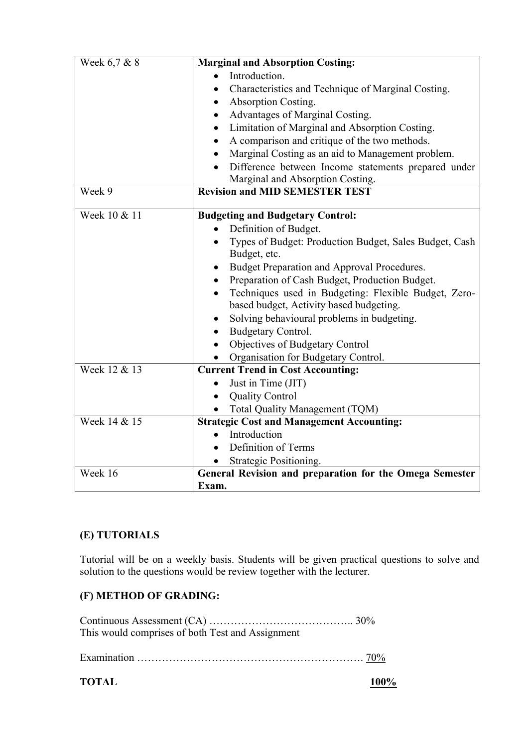| Week | Topic |
|---|---|
| Week 6,7 & 8 | **Marginal and Absorption Costing:**<br>• Introduction.<br>• Characteristics and Technique of Marginal Costing.<br>• Absorption Costing.<br>• Advantages of Marginal Costing.<br>• Limitation of Marginal and Absorption Costing.<br>• A comparison and critique of the two methods.<br>• Marginal Costing as an aid to Management problem.<br>• Difference between Income statements prepared under Marginal and Absorption Costing. |
| Week 9 | **Revision and MID SEMESTER TEST** |
| Week 10 & 11 | **Budgeting and Budgetary Control:**<br>• Definition of Budget.<br>• Types of Budget: Production Budget, Sales Budget, Cash Budget, etc.<br>• Budget Preparation and Approval Procedures.<br>• Preparation of Cash Budget, Production Budget.<br>• Techniques used in Budgeting: Flexible Budget, Zero-based budget, Activity based budgeting.<br>• Solving behavioural problems in budgeting.<br>• Budgetary Control.<br>• Objectives of Budgetary Control<br>• Organisation for Budgetary Control. |
| Week 12 & 13 | **Current Trend in Cost Accounting:**<br>• Just in Time (JIT)<br>• Quality Control<br>• Total Quality Management (TQM) |
| Week 14 & 15 | **Strategic Cost and Management Accounting:**<br>• Introduction<br>• Definition of Terms<br>• Strategic Positioning. |
| Week 16 | **General Revision and preparation for the Omega Semester Exam.** |

### (E) TUTORIALS

Tutorial will be on a weekly basis. Students will be given practical questions to solve and solution to the questions would be review together with the lecturer.

### (F) METHOD OF GRADING:

Continuous Assessment (CA) ………………………………….. 30%
This would comprises of both Test and Assignment

Examination ………………………………………………………. 70%

**TOTAL** **100%**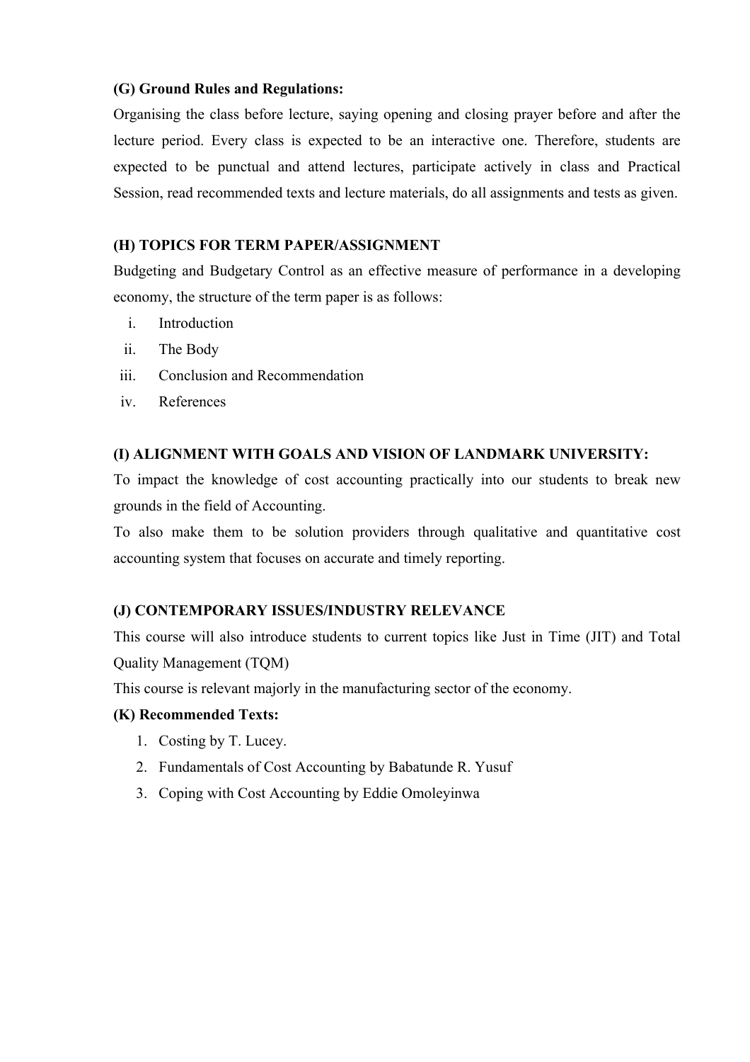**(G) Ground Rules and Regulations:**

Organising the class before lecture, saying opening and closing prayer before and after the lecture period. Every class is expected to be an interactive one. Therefore, students are expected to be punctual and attend lectures, participate actively in class and Practical Session, read recommended texts and lecture materials, do all assignments and tests as given.

**(H) TOPICS FOR TERM PAPER/ASSIGNMENT**

Budgeting and Budgetary Control as an effective measure of performance in a developing economy, the structure of the term paper is as follows:

i. Introduction
ii. The Body
iii. Conclusion and Recommendation
iv. References

**(I) ALIGNMENT WITH GOALS AND VISION OF LANDMARK UNIVERSITY:**

To impact the knowledge of cost accounting practically into our students to break new grounds in the field of Accounting.

To also make them to be solution providers through qualitative and quantitative cost accounting system that focuses on accurate and timely reporting.

**(J) CONTEMPORARY ISSUES/INDUSTRY RELEVANCE**

This course will also introduce students to current topics like Just in Time (JIT) and Total Quality Management (TQM)

This course is relevant majorly in the manufacturing sector of the economy.

**(K) Recommended Texts:**

1. Costing by T. Lucey.
2. Fundamentals of Cost Accounting by Babatunde R. Yusuf
3. Coping with Cost Accounting by Eddie Omoleyinwa